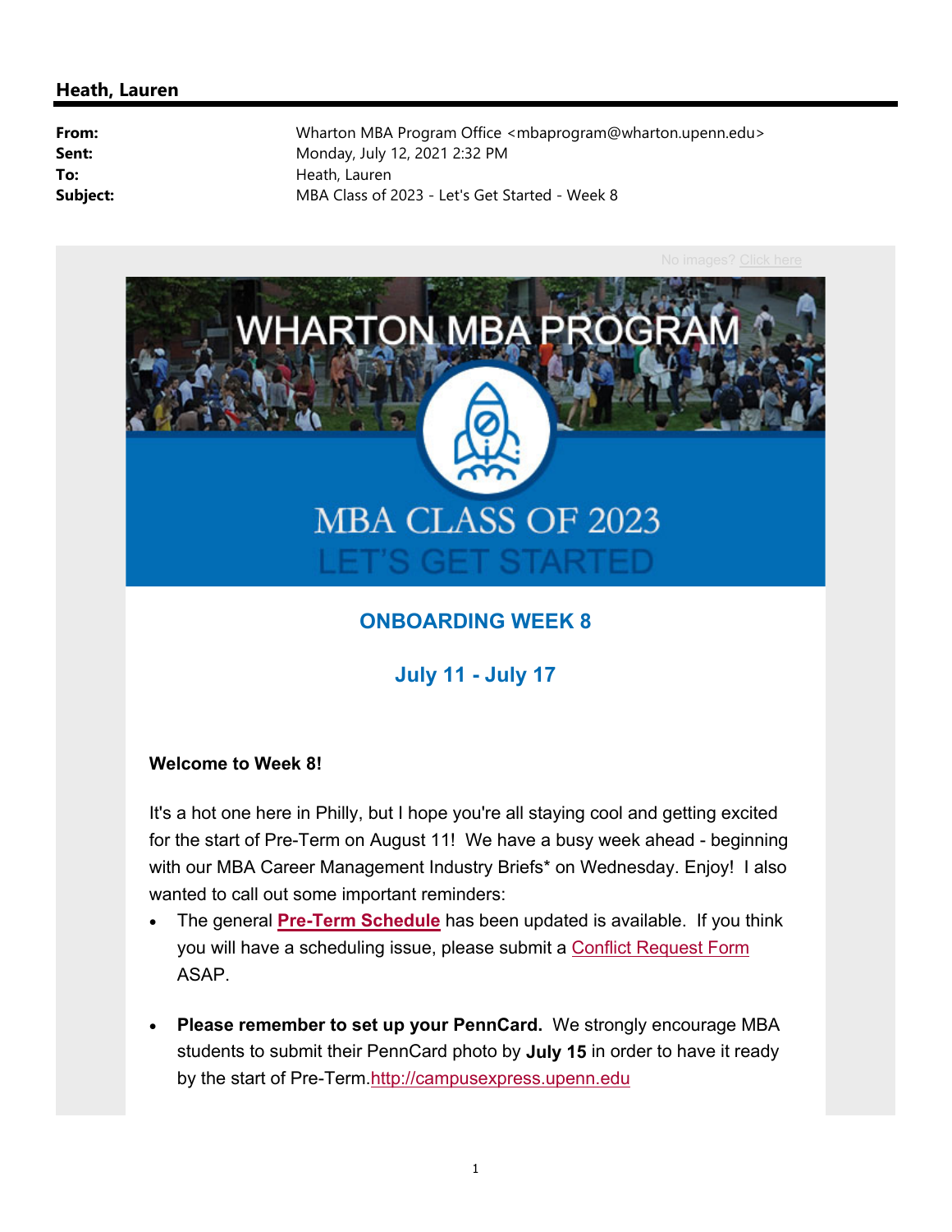## Heath, Lauren

**From:** Wharton MBA Program Office <mbaprogram@wharton.upenn.edu>
**Sent:** Monday, July 12, 2021 2:32 PM
**To:** Heath, Lauren
**Subject:** MBA Class of 2023 - Let's Get Started - Week 8

No images? Click here

WHARTON MBA PROGRAM

MBA CLASS OF 2023
LET'S GET STARTED

## ONBOARDING WEEK 8

### July 11 - July 17

**Welcome to Week 8!**

It's a hot one here in Philly, but I hope you're all staying cool and getting excited for the start of Pre-Term on August 11! We have a busy week ahead - beginning with our MBA Career Management Industry Briefs* on Wednesday. Enjoy! I also wanted to call out some important reminders:

- The general **Pre-Term Schedule** has been updated is available. If you think you will have a scheduling issue, please submit a Conflict Request Form ASAP.

- **Please remember to set up your PennCard.** We strongly encourage MBA students to submit their PennCard photo by **July 15** in order to have it ready by the start of Pre-Term.http://campusexpress.upenn.edu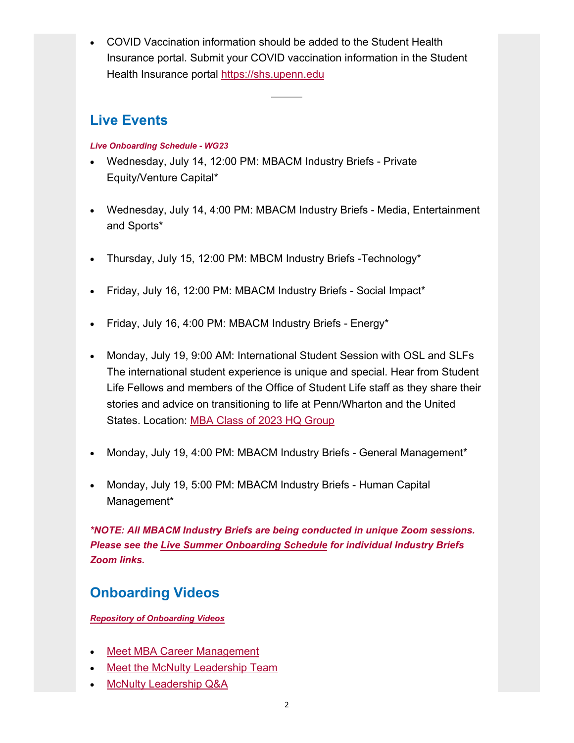- COVID Vaccination information should be added to the Student Health Insurance portal. Submit your COVID vaccination information in the Student Health Insurance portal https://shs.upenn.edu

---

## Live Events

***Live Onboarding Schedule - WG23***

- Wednesday, July 14, 12:00 PM: MBACM Industry Briefs - Private Equity/Venture Capital*

- Wednesday, July 14, 4:00 PM: MBACM Industry Briefs - Media, Entertainment and Sports*

- Thursday, July 15, 12:00 PM: MBCM Industry Briefs -Technology*

- Friday, July 16, 12:00 PM: MBACM Industry Briefs - Social Impact*

- Friday, July 16, 4:00 PM: MBACM Industry Briefs - Energy*

- Monday, July 19, 9:00 AM: International Student Session with OSL and SLFs The international student experience is unique and special. Hear from Student Life Fellows and members of the Office of Student Life staff as they share their stories and advice on transitioning to life at Penn/Wharton and the United States. Location: MBA Class of 2023 HQ Group

- Monday, July 19, 4:00 PM: MBACM Industry Briefs - General Management*

- Monday, July 19, 5:00 PM: MBACM Industry Briefs - Human Capital Management*

***NOTE: All MBACM Industry Briefs are being conducted in unique Zoom sessions. Please see the Live Summer Onboarding Schedule for individual Industry Briefs Zoom links.***

## Onboarding Videos

***Repository of Onboarding Videos***

- Meet MBA Career Management
- Meet the McNulty Leadership Team
- McNulty Leadership Q&A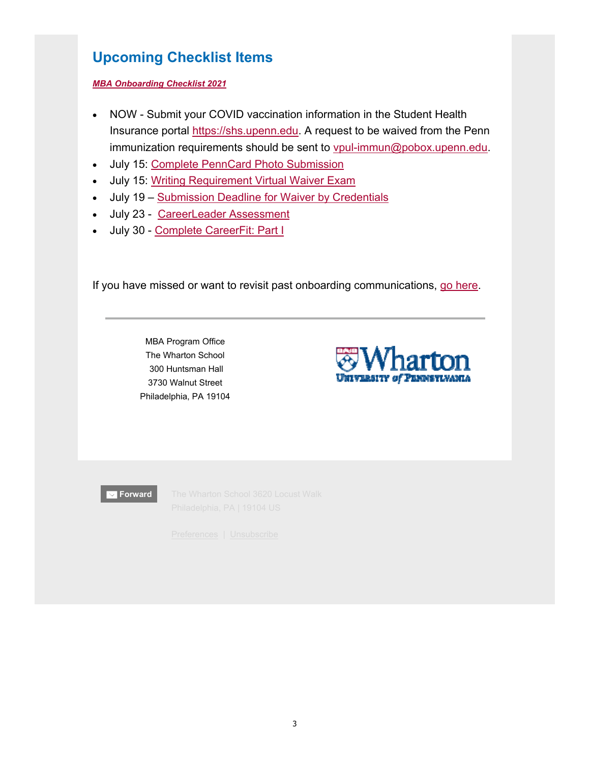## Upcoming Checklist Items

***MBA Onboarding Checklist 2021***

- NOW - Submit your COVID vaccination information in the Student Health Insurance portal https://shs.upenn.edu. A request to be waived from the Penn immunization requirements should be sent to vpul-immun@pobox.upenn.edu.
- July 15: Complete PennCard Photo Submission
- July 15: Writing Requirement Virtual Waiver Exam
- July 19 – Submission Deadline for Waiver by Credentials
- July 23 - CareerLeader Assessment
- July 30 - Complete CareerFit: Part I

If you have missed or want to revisit past onboarding communications, go here.

---

MBA Program Office
The Wharton School
300 Huntsman Hall
3730 Walnut Street
Philadelphia, PA 19104

Wharton
University of Pennsylvania

Forward

The Wharton School 3620 Locust Walk
Philadelphia, PA | 19104 US

Preferences | Unsubscribe